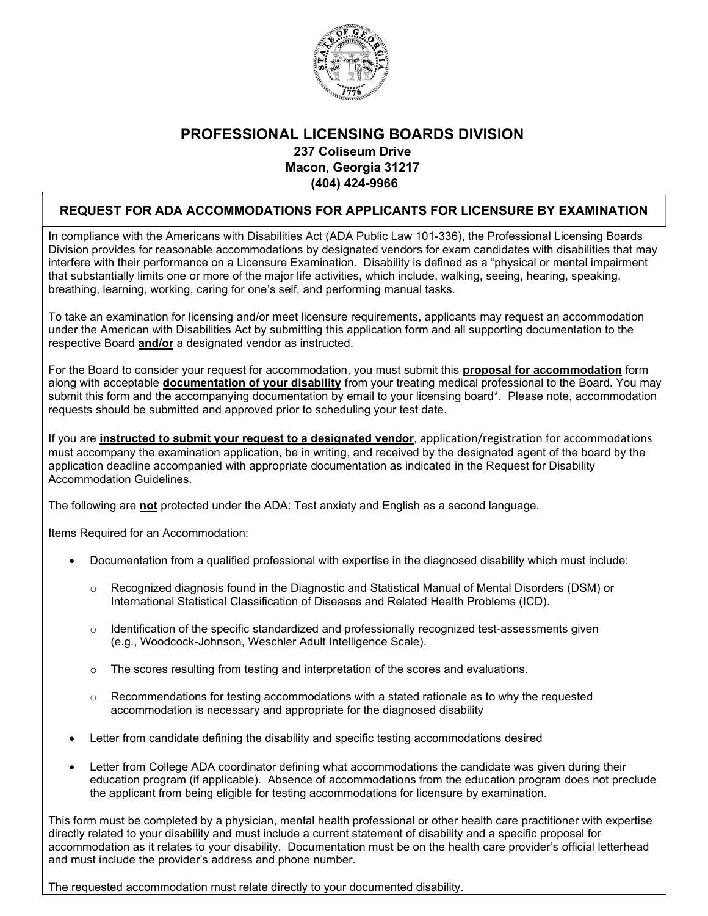# PROFESSIONAL LICENSING BOARDS DIVISION

**237 Coliseum Drive**
**Macon, Georgia 31217**
**(404) 424-9966**

## REQUEST FOR ADA ACCOMMODATIONS FOR APPLICANTS FOR LICENSURE BY EXAMINATION

In compliance with the Americans with Disabilities Act (ADA Public Law 101-336), the Professional Licensing Boards Division provides for reasonable accommodations by designated vendors for exam candidates with disabilities that may interfere with their performance on a Licensure Examination. Disability is defined as a "physical or mental impairment that substantially limits one or more of the major life activities, which include, walking, seeing, hearing, speaking, breathing, learning, working, caring for one's self, and performing manual tasks.

To take an examination for licensing and/or meet licensure requirements, applicants may request an accommodation under the American with Disabilities Act by submitting this application form and all supporting documentation to the respective Board **and/or** a designated vendor as instructed.

For the Board to consider your request for accommodation, you must submit this **proposal for accommodation** form along with acceptable **documentation of your disability** from your treating medical professional to the Board. You may submit this form and the accompanying documentation by email to your licensing board*. Please note, accommodation requests should be submitted and approved prior to scheduling your test date.

If you are **instructed to submit your request to a designated vendor**, application/registration for accommodations must accompany the examination application, be in writing, and received by the designated agent of the board by the application deadline accompanied with appropriate documentation as indicated in the Request for Disability Accommodation Guidelines.

The following are **not** protected under the ADA: Test anxiety and English as a second language.

Items Required for an Accommodation:

- Documentation from a qualified professional with expertise in the diagnosed disability which must include:
  - Recognized diagnosis found in the Diagnostic and Statistical Manual of Mental Disorders (DSM) or International Statistical Classification of Diseases and Related Health Problems (ICD).
  - Identification of the specific standardized and professionally recognized test-assessments given (e.g., Woodcock-Johnson, Weschler Adult Intelligence Scale).
  - The scores resulting from testing and interpretation of the scores and evaluations.
  - Recommendations for testing accommodations with a stated rationale as to why the requested accommodation is necessary and appropriate for the diagnosed disability
- Letter from candidate defining the disability and specific testing accommodations desired
- Letter from College ADA coordinator defining what accommodations the candidate was given during their education program (if applicable). Absence of accommodations from the education program does not preclude the applicant from being eligible for testing accommodations for licensure by examination.

This form must be completed by a physician, mental health professional or other health care practitioner with expertise directly related to your disability and must include a current statement of disability and a specific proposal for accommodation as it relates to your disability. Documentation must be on the health care provider's official letterhead and must include the provider's address and phone number.

The requested accommodation must relate directly to your documented disability.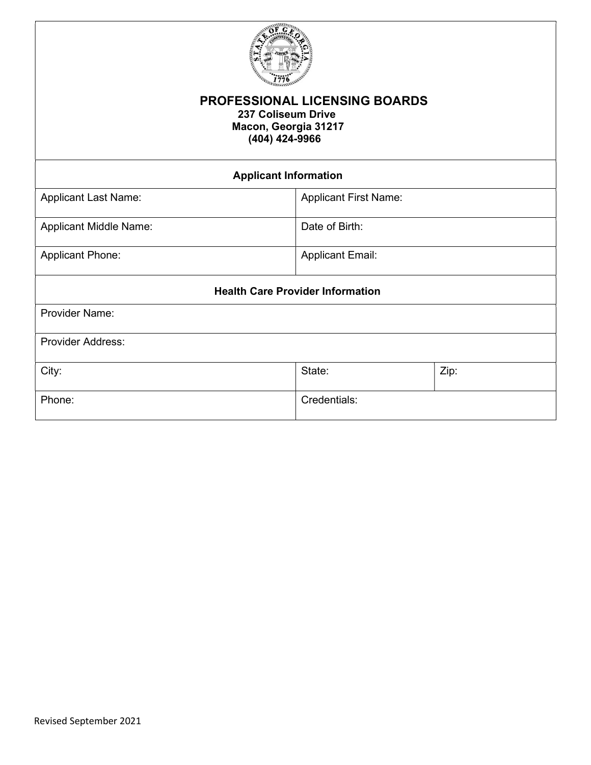# PROFESSIONAL LICENSING BOARDS

**237 Coliseum Drive**
**Macon, Georgia 31217**
**(404) 424-9966**

| **Applicant Information** | | |
|---|---|---|
| Applicant Last Name: | Applicant First Name: | |
| Applicant Middle Name: | Date of Birth: | |
| Applicant Phone: | Applicant Email: | |
| **Health Care Provider Information** | | |
| Provider Name: | | |
| Provider Address: | | |
| City: | State: | Zip: |
| Phone: | Credentials: | |

Revised September 2021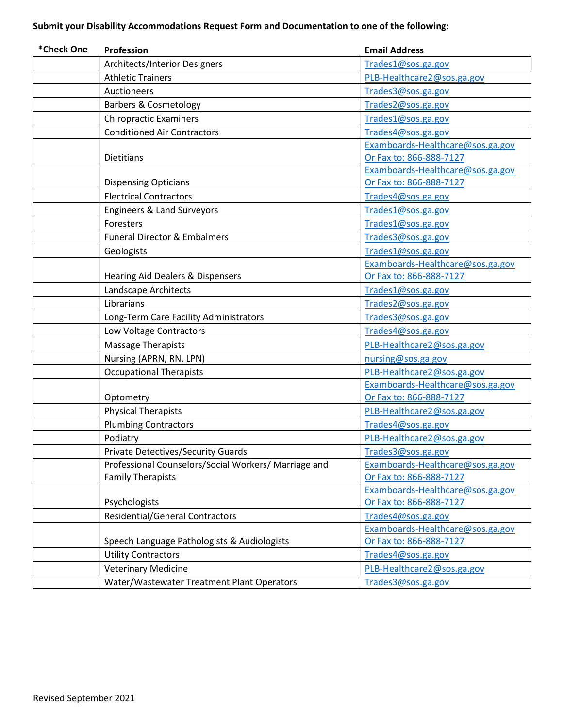**Submit your Disability Accommodations Request Form and Documentation to one of the following:**

| *Check One | Profession | Email Address |
|---|---|---|
| | Architects/Interior Designers | Trades1@sos.ga.gov |
| | Athletic Trainers | PLB-Healthcare2@sos.ga.gov |
| | Auctioneers | Trades3@sos.ga.gov |
| | Barbers & Cosmetology | Trades2@sos.ga.gov |
| | Chiropractic Examiners | Trades1@sos.ga.gov |
| | Conditioned Air Contractors | Trades4@sos.ga.gov |
| | Dietitians | Examboards-Healthcare@sos.ga.gov Or Fax to: 866-888-7127 |
| | Dispensing Opticians | Examboards-Healthcare@sos.ga.gov Or Fax to: 866-888-7127 |
| | Electrical Contractors | Trades4@sos.ga.gov |
| | Engineers & Land Surveyors | Trades1@sos.ga.gov |
| | Foresters | Trades1@sos.ga.gov |
| | Funeral Director & Embalmers | Trades3@sos.ga.gov |
| | Geologists | Trades1@sos.ga.gov |
| | Hearing Aid Dealers & Dispensers | Examboards-Healthcare@sos.ga.gov Or Fax to: 866-888-7127 |
| | Landscape Architects | Trades1@sos.ga.gov |
| | Librarians | Trades2@sos.ga.gov |
| | Long-Term Care Facility Administrators | Trades3@sos.ga.gov |
| | Low Voltage Contractors | Trades4@sos.ga.gov |
| | Massage Therapists | PLB-Healthcare2@sos.ga.gov |
| | Nursing (APRN, RN, LPN) | nursing@sos.ga.gov |
| | Occupational Therapists | PLB-Healthcare2@sos.ga.gov |
| | Optometry | Examboards-Healthcare@sos.ga.gov Or Fax to: 866-888-7127 |
| | Physical Therapists | PLB-Healthcare2@sos.ga.gov |
| | Plumbing Contractors | Trades4@sos.ga.gov |
| | Podiatry | PLB-Healthcare2@sos.ga.gov |
| | Private Detectives/Security Guards | Trades3@sos.ga.gov |
| | Professional Counselors/Social Workers/ Marriage and Family Therapists | Examboards-Healthcare@sos.ga.gov Or Fax to: 866-888-7127 |
| | Psychologists | Examboards-Healthcare@sos.ga.gov Or Fax to: 866-888-7127 |
| | Residential/General Contractors | Trades4@sos.ga.gov |
| | Speech Language Pathologists & Audiologists | Examboards-Healthcare@sos.ga.gov Or Fax to: 866-888-7127 |
| | Utility Contractors | Trades4@sos.ga.gov |
| | Veterinary Medicine | PLB-Healthcare2@sos.ga.gov |
| | Water/Wastewater Treatment Plant Operators | Trades3@sos.ga.gov |

Revised September 2021